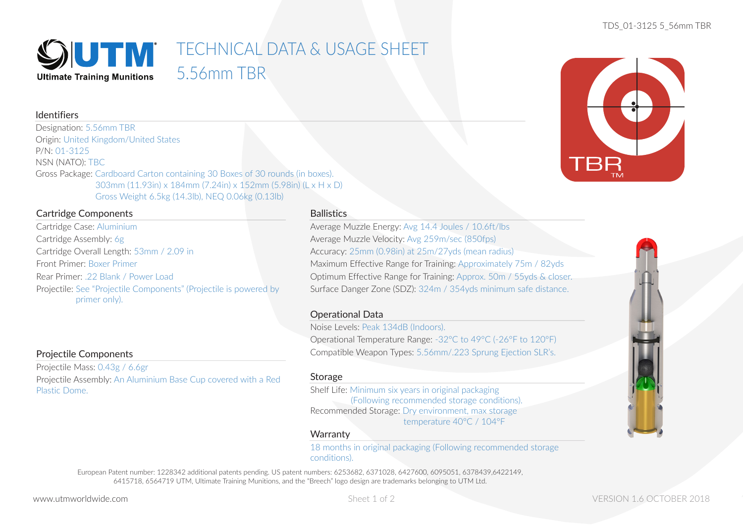# TECHNICAL DATA & USAGE SHEET
# 5.56mm TBR

## Identifiers

Designation: 5.56mm TBR
Origin: United Kingdom/United States
P/N: 01-3125
NSN (NATO): TBC
Gross Package: Cardboard Carton containing 30 Boxes of 30 rounds (in boxes).
303mm (11.93in) x 184mm (7.24in) x 152mm (5.98in) (L x H x D)
Gross Weight 6.5kg (14.3lb), NEQ 0.06kg (0.13lb)

## Cartridge Components

Cartridge Case: Aluminium
Cartridge Assembly: 6g
Cartridge Overall Length: 53mm / 2.09 in
Front Primer: Boxer Primer
Rear Primer: .22 Blank / Power Load
Projectile: See "Projectile Components" (Projectile is powered by primer only).

## Projectile Components

Projectile Mass: 0.43g / 6.6gr
Projectile Assembly: An Aluminium Base Cup covered with a Red Plastic Dome.

## Ballistics

Average Muzzle Energy: Avg 14.4 Joules / 10.6ft/lbs
Average Muzzle Velocity: Avg 259m/sec (850fps)
Accuracy: 25mm (0.98in) at 25m/27yds (mean radius)
Maximum Effective Range for Training: Approximately 75m / 82yds
Optimum Effective Range for Training: Approx. 50m / 55yds & closer.
Surface Danger Zone (SDZ): 324m / 354yds minimum safe distance.

## Operational Data

Noise Levels: Peak 134dB (Indoors).
Operational Temperature Range: -32°C to 49°C (-26°F to 120°F)
Compatible Weapon Types: 5.56mm/.223 Sprung Ejection SLR's.

## Storage

Shelf Life: Minimum six years in original packaging (Following recommended storage conditions).
Recommended Storage: Dry environment, max storage temperature 40°C / 104°F

## Warranty

18 months in original packaging (Following recommended storage conditions).

European Patent number: 1228342 additional patents pending. US patent numbers: 6253682, 6371028, 6427600, 6095051, 6378439,6422149, 6415718, 6564719 UTM, Ultimate Training Munitions, and the "Breech" logo design are trademarks belonging to UTM Ltd.

www.utmworldwide.com

VERSION 1.6 OCTOBER 2018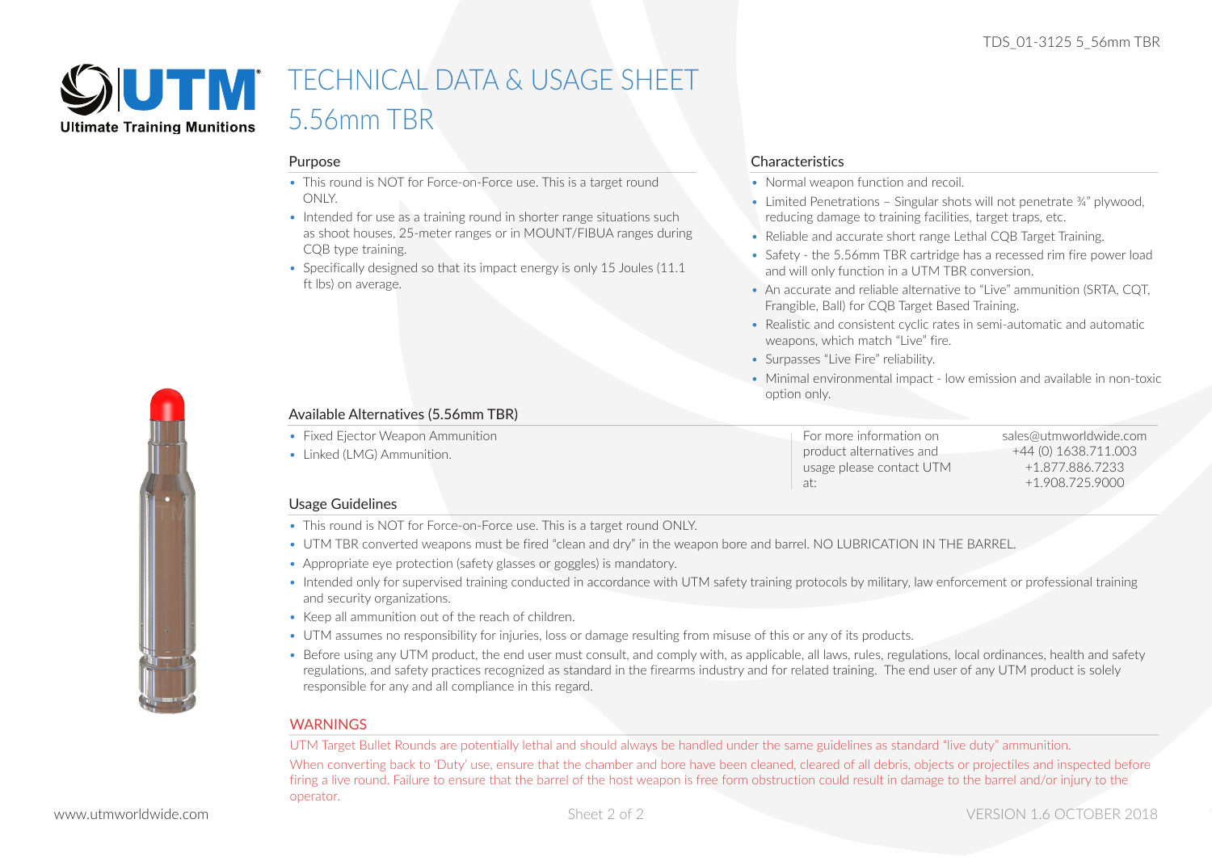# TECHNICAL DATA & USAGE SHEET
# 5.56mm TBR

## Purpose

- This round is NOT for Force-on-Force use. This is a target round ONLY.
- Intended for use as a training round in shorter range situations such as shoot houses, 25-meter ranges or in MOUNT/FIBUA ranges during CQB type training.
- Specifically designed so that its impact energy is only 15 Joules (11.1 ft lbs) on average.

## Characteristics

- Normal weapon function and recoil.
- Limited Penetrations – Singular shots will not penetrate ¾" plywood, reducing damage to training facilities, target traps, etc.
- Reliable and accurate short range Lethal CQB Target Training.
- Safety - the 5.56mm TBR cartridge has a recessed rim fire power load and will only function in a UTM TBR conversion.
- An accurate and reliable alternative to "Live" ammunition (SRTA, CQT, Frangible, Ball) for CQB Target Based Training.
- Realistic and consistent cyclic rates in semi-automatic and automatic weapons, which match "Live" fire.
- Surpasses "Live Fire" reliability.
- Minimal environmental impact - low emission and available in non-toxic option only.

## Available Alternatives (5.56mm TBR)

- Fixed Ejector Weapon Ammunition
- Linked (LMG) Ammunition.

For more information on product alternatives and usage please contact UTM at:

sales@utmworldwide.com
+44 (0) 1638.711.003
+1.877.886.7233
+1.908.725.9000

## Usage Guidelines

- This round is NOT for Force-on-Force use. This is a target round ONLY.
- UTM TBR converted weapons must be fired "clean and dry" in the weapon bore and barrel. NO LUBRICATION IN THE BARREL.
- Appropriate eye protection (safety glasses or goggles) is mandatory.
- Intended only for supervised training conducted in accordance with UTM safety training protocols by military, law enforcement or professional training and security organizations.
- Keep all ammunition out of the reach of children.
- UTM assumes no responsibility for injuries, loss or damage resulting from misuse of this or any of its products.
- Before using any UTM product, the end user must consult, and comply with, as applicable, all laws, rules, regulations, local ordinances, health and safety regulations, and safety practices recognized as standard in the firearms industry and for related training. The end user of any UTM product is solely responsible for any and all compliance in this regard.

## WARNINGS

UTM Target Bullet Rounds are potentially lethal and should always be handled under the same guidelines as standard "live duty" ammunition.

When converting back to 'Duty' use, ensure that the chamber and bore have been cleaned, cleared of all debris, objects or projectiles and inspected before firing a live round. Failure to ensure that the barrel of the host weapon is free form obstruction could result in damage to the barrel and/or injury to the operator.

www.utmworldwide.com

VERSION 1.6 OCTOBER 2018